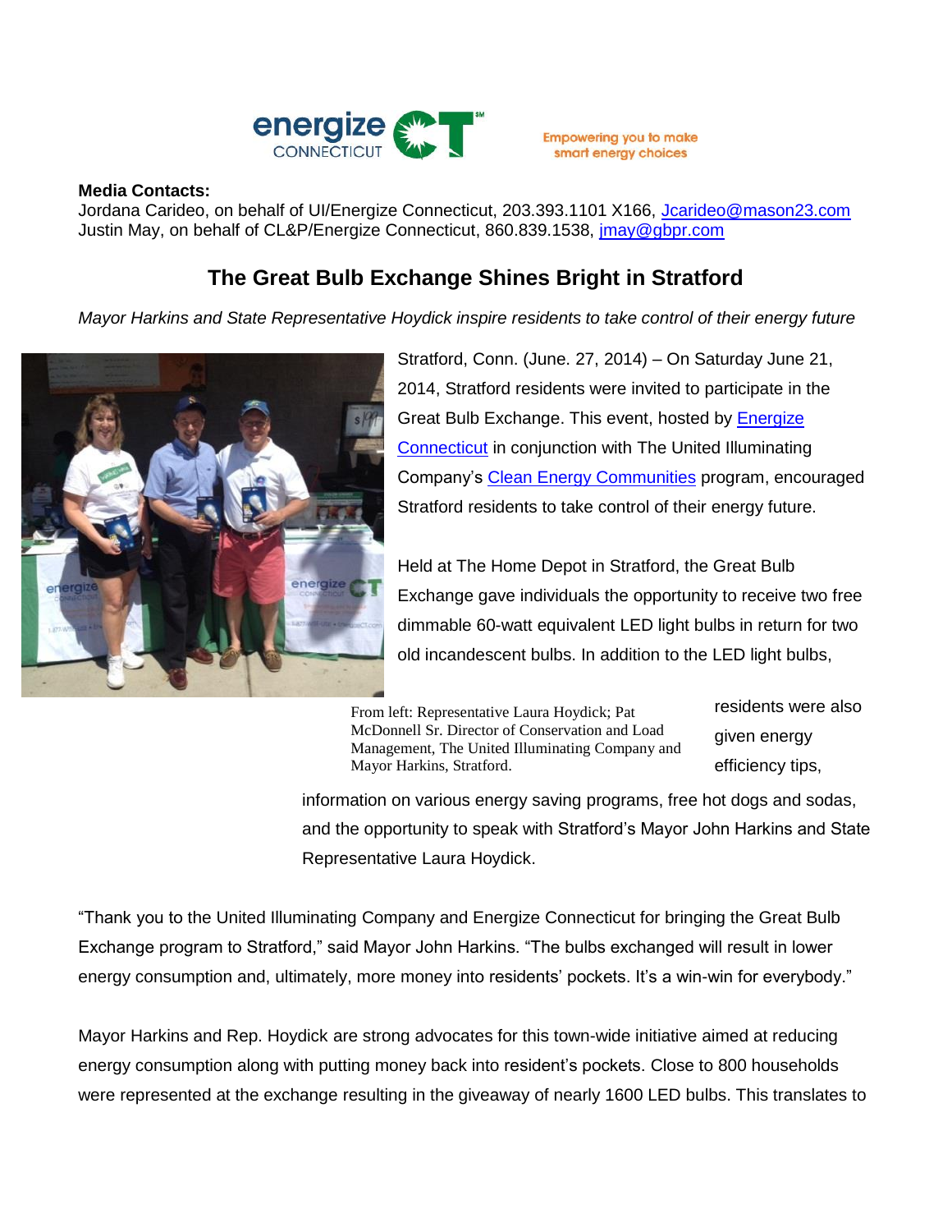energize CONNECTICUT

Empowering you to make smart energy choices

**Media Contacts:**
Jordana Carideo, on behalf of UI/Energize Connecticut, 203.393.1101 X166, Jcarideo@mason23.com
Justin May, on behalf of CL&P/Energize Connecticut, 860.839.1538, jmay@gbpr.com

## The Great Bulb Exchange Shines Bright in Stratford

*Mayor Harkins and State Representative Hoydick inspire residents to take control of their energy future*

Stratford, Conn. (June. 27, 2014) – On Saturday June 21, 2014, Stratford residents were invited to participate in the Great Bulb Exchange. This event, hosted by Energize Connecticut in conjunction with The United Illuminating Company's Clean Energy Communities program, encouraged Stratford residents to take control of their energy future.

From left: Representative Laura Hoydick; Pat McDonnell Sr. Director of Conservation and Load Management, The United Illuminating Company and Mayor Harkins, Stratford.

Held at The Home Depot in Stratford, the Great Bulb Exchange gave individuals the opportunity to receive two free dimmable 60-watt equivalent LED light bulbs in return for two old incandescent bulbs. In addition to the LED light bulbs, residents were also given energy efficiency tips, information on various energy saving programs, free hot dogs and sodas, and the opportunity to speak with Stratford's Mayor John Harkins and State Representative Laura Hoydick.

"Thank you to the United Illuminating Company and Energize Connecticut for bringing the Great Bulb Exchange program to Stratford," said Mayor John Harkins. "The bulbs exchanged will result in lower energy consumption and, ultimately, more money into residents' pockets. It's a win-win for everybody."

Mayor Harkins and Rep. Hoydick are strong advocates for this town-wide initiative aimed at reducing energy consumption along with putting money back into resident's pockets. Close to 800 households were represented at the exchange resulting in the giveaway of nearly 1600 LED bulbs. This translates to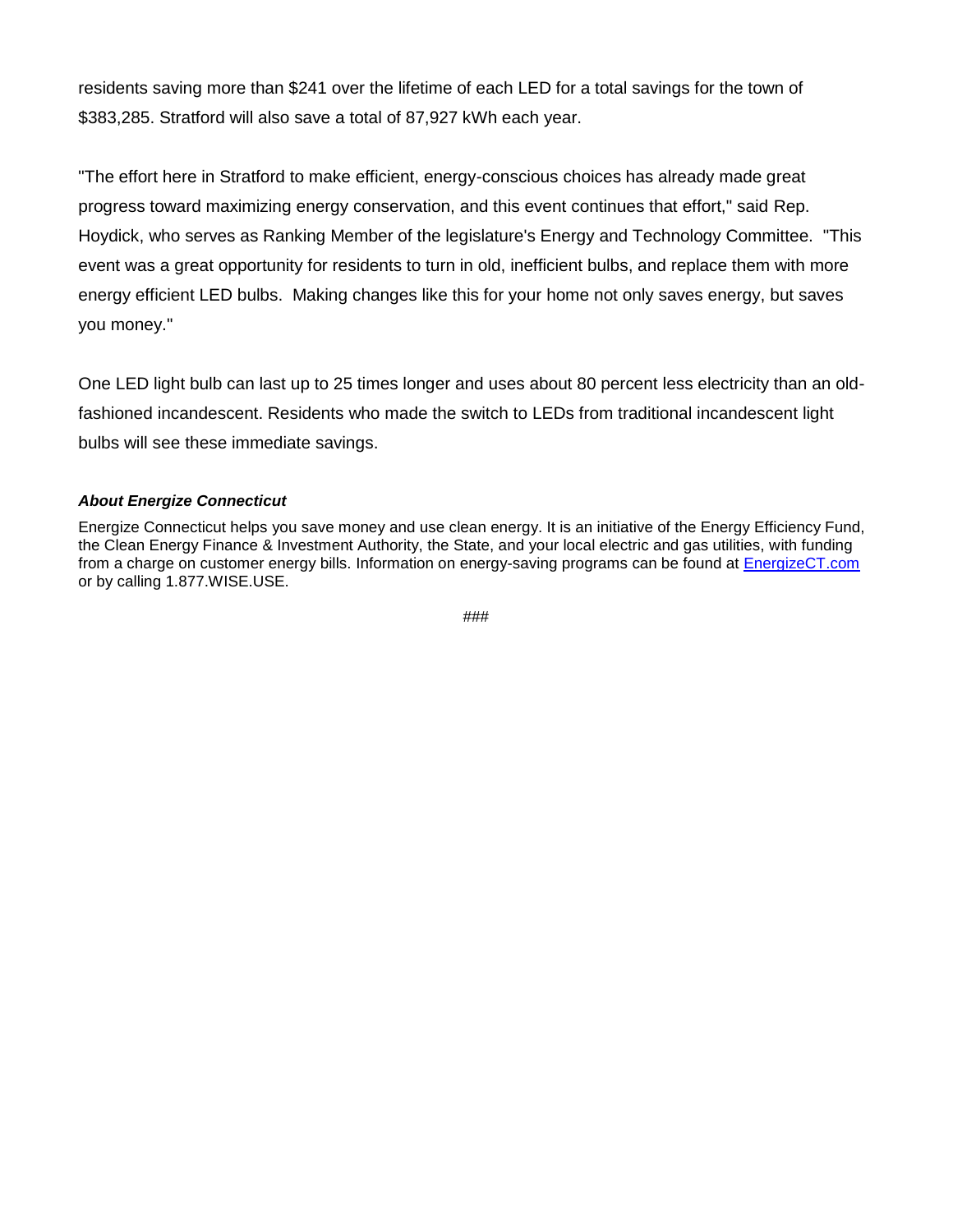residents saving more than $241 over the lifetime of each LED for a total savings for the town of $383,285. Stratford will also save a total of 87,927 kWh each year.

"The effort here in Stratford to make efficient, energy-conscious choices has already made great progress toward maximizing energy conservation, and this event continues that effort," said Rep. Hoydick, who serves as Ranking Member of the legislature's Energy and Technology Committee. "This event was a great opportunity for residents to turn in old, inefficient bulbs, and replace them with more energy efficient LED bulbs. Making changes like this for your home not only saves energy, but saves you money."

One LED light bulb can last up to 25 times longer and uses about 80 percent less electricity than an old-fashioned incandescent. Residents who made the switch to LEDs from traditional incandescent light bulbs will see these immediate savings.

***About Energize Connecticut***

Energize Connecticut helps you save money and use clean energy. It is an initiative of the Energy Efficiency Fund, the Clean Energy Finance & Investment Authority, the State, and your local electric and gas utilities, with funding from a charge on customer energy bills. Information on energy-saving programs can be found at [EnergizeCT.com](EnergizeCT.com) or by calling 1.877.WISE.USE.

###